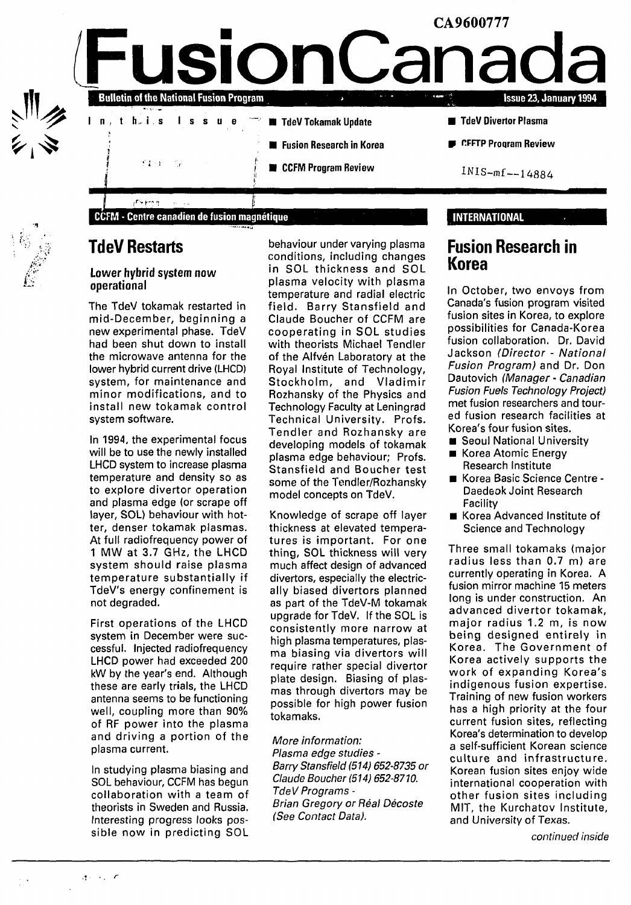CA9600777

# FusionCanada

**Bulletin of the National Fusion Program** — **Issue 23, January 1994**

In this Issue

- **TdeV Tokamak Update**
- **Fusion Research in Korea**
- **CCFM Program Review**
- **TdeV Divertor Plasma**
- **CFFTP Program Review**

INIS-mf--14884

**CCFM - Centre canadien de fusion magnétique**

## TdeV Restarts

### Lower hybrid system now operational

The TdeV tokamak restarted in mid-December, beginning a new experimental phase. TdeV had been shut down to install the microwave antenna for the lower hybrid current drive (LHCD) system, for maintenance and minor modifications, and to install new tokamak control system software.

In 1994, the experimental focus will be to use the newly installed LHCD system to increase plasma temperature and density so as to explore divertor operation and plasma edge (or scrape off layer, SOL) behaviour with hotter, denser tokamak plasmas. At full radiofrequency power of 1 MW at 3.7 GHz, the LHCD system should raise plasma temperature substantially if TdeV's energy confinement is not degraded.

First operations of the LHCD system in December were successful. Injected radiofrequency LHCD power had exceeded 200 kW by the year's end. Although these are early trials, the LHCD antenna seems to be functioning well, coupling more than 90% of RF power into the plasma and driving a portion of the plasma current.

In studying plasma biasing and SOL behaviour, CCFM has begun collaboration with a team of theorists in Sweden and Russia. Interesting progress looks possible now in predicting SOL behaviour under varying plasma conditions, including changes in SOL thickness and SOL plasma velocity with plasma temperature and radial electric field. Barry Stansfield and Claude Boucher of CCFM are cooperating in SOL studies with theorists Michael Tendler of the Alfvén Laboratory at the Royal Institute of Technology, Stockholm, and Vladimir Rozhansky of the Physics and Technology Faculty at Leningrad Technical University. Profs. Tendler and Rozhansky are developing models of tokamak plasma edge behaviour; Profs. Stansfield and Boucher test some of the Tendler/Rozhansky model concepts on TdeV.

Knowledge of scrape off layer thickness at elevated temperatures is important. For one thing, SOL thickness will very much affect design of advanced divertors, especially the electrically biased divertors planned as part of the TdeV-M tokamak upgrade for TdeV. If the SOL is consistently more narrow at high plasma temperatures, plasma biasing via divertors will require rather special divertor plate design. Biasing of plasmas through divertors may be possible for high power fusion tokamaks.

*More information:*
*Plasma edge studies -*
*Barry Stansfield (514) 652-8735 or Claude Boucher (514) 652-8710.*
*TdeV Programs -*
*Brian Gregory or Réal Décoste (See Contact Data).*

**INTERNATIONAL**

## Fusion Research in Korea

In October, two envoys from Canada's fusion program visited fusion sites in Korea, to explore possibilities for Canada-Korea fusion collaboration. Dr. David Jackson *(Director - National Fusion Program)* and Dr. Don Dautovich *(Manager - Canadian Fusion Fuels Technology Project)* met fusion researchers and toured fusion research facilities at Korea's four fusion sites.

- Seoul National University
- Korea Atomic Energy Research Institute
- Korea Basic Science Centre - Daedeok Joint Research Facility
- Korea Advanced Institute of Science and Technology

Three small tokamaks (major radius less than 0.7 m) are currently operating in Korea. A fusion mirror machine 15 meters long is under construction. An advanced divertor tokamak, major radius 1.2 m, is now being designed entirely in Korea. The Government of Korea actively supports the work of expanding Korea's indigenous fusion expertise. Training of new fusion workers has a high priority at the four current fusion sites, reflecting Korea's determination to develop a self-sufficient Korean science culture and infrastructure. Korean fusion sites enjoy wide international cooperation with other fusion sites including MIT, the Kurchatov Institute, and University of Texas.

*continued inside*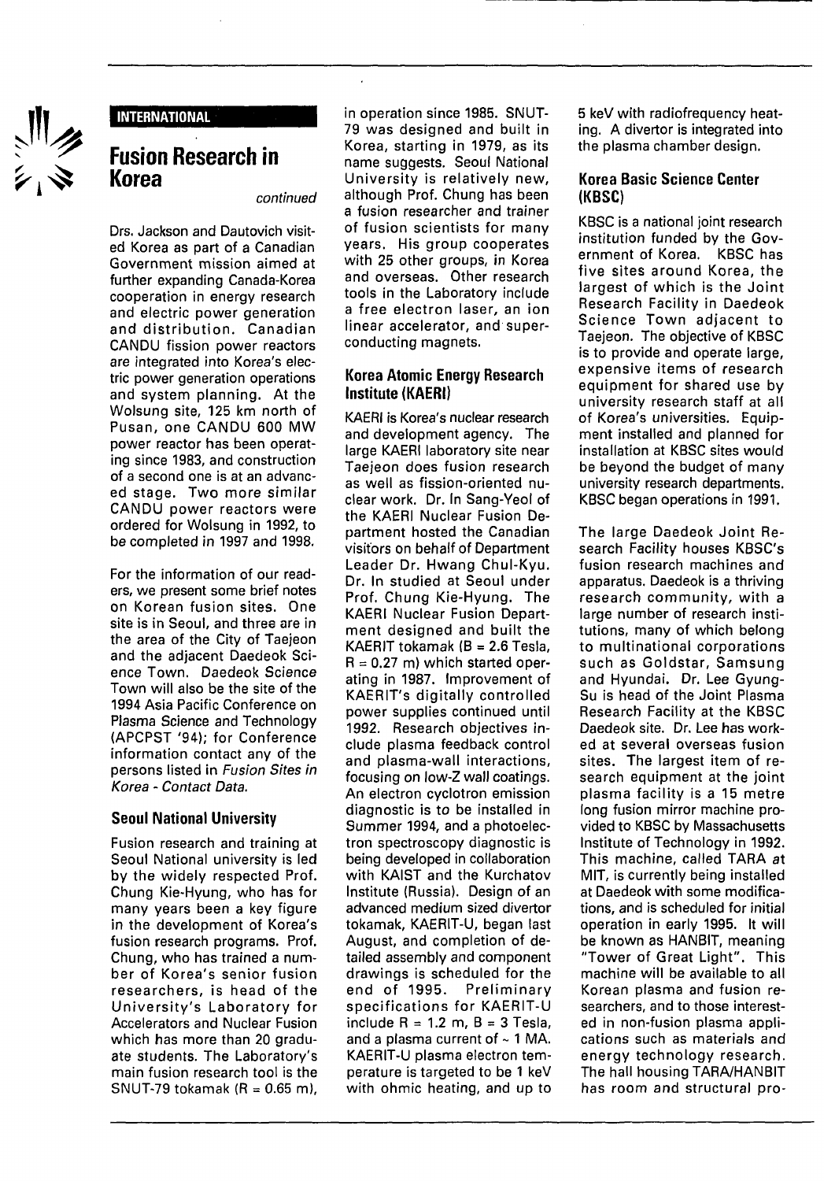INTERNATIONAL

# Fusion Research in Korea

*continued*

Drs. Jackson and Dautovich visited Korea as part of a Canadian Government mission aimed at further expanding Canada-Korea cooperation in energy research and electric power generation and distribution. Canadian CANDU fission power reactors are integrated into Korea's electric power generation operations and system planning. At the Wolsung site, 125 km north of Pusan, one CANDU 600 MW power reactor has been operating since 1983, and construction of a second one is at an advanced stage. Two more similar CANDU power reactors were ordered for Wolsung in 1992, to be completed in 1997 and 1998.

For the information of our readers, we present some brief notes on Korean fusion sites. One site is in Seoul, and three are in the area of the City of Taejeon and the adjacent Daedeok Science Town. Daedeok Science Town will also be the site of the 1994 Asia Pacific Conference on Plasma Science and Technology (APCPST '94); for Conference information contact any of the persons listed in *Fusion Sites in Korea - Contact Data.*

## Seoul National University

Fusion research and training at Seoul National university is led by the widely respected Prof. Chung Kie-Hyung, who has for many years been a key figure in the development of Korea's fusion research programs. Prof. Chung, who has trained a number of Korea's senior fusion researchers, is head of the University's Laboratory for Accelerators and Nuclear Fusion which has more than 20 graduate students. The Laboratory's main fusion research tool is the SNUT-79 tokamak (R = 0.65 m), in operation since 1985. SNUT-79 was designed and built in Korea, starting in 1979, as its name suggests. Seoul National University is relatively new, although Prof. Chung has been a fusion researcher and trainer of fusion scientists for many years. His group cooperates with 25 other groups, in Korea and overseas. Other research tools in the Laboratory include a free electron laser, an ion linear accelerator, and superconducting magnets.

## Korea Atomic Energy Research Institute (KAERI)

KAERI is Korea's nuclear research and development agency. The large KAERI laboratory site near Taejeon does fusion research as well as fission-oriented nuclear work. Dr. In Sang-Yeol of the KAERI Nuclear Fusion Department hosted the Canadian visitors on behalf of Department Leader Dr. Hwang Chul-Kyu. Dr. In studied at Seoul under Prof. Chung Kie-Hyung. The KAERI Nuclear Fusion Department designed and built the KAERIT tokamak (B = 2.6 Tesla, R = 0.27 m) which started operating in 1987. Improvement of KAERIT's digitally controlled power supplies continued until 1992. Research objectives include plasma feedback control and plasma-wall interactions, focusing on low-Z wall coatings. An electron cyclotron emission diagnostic is to be installed in Summer 1994, and a photoelectron spectroscopy diagnostic is being developed in collaboration with KAIST and the Kurchatov Institute (Russia). Design of an advanced medium sized divertor tokamak, KAERIT-U, began last August, and completion of detailed assembly and component drawings is scheduled for the end of 1995. Preliminary specifications for KAERIT-U include R = 1.2 m, B = 3 Tesla, and a plasma current of ~ 1 MA. KAERIT-U plasma electron temperature is targeted to be 1 keV with ohmic heating, and up to 5 keV with radiofrequency heating. A divertor is integrated into the plasma chamber design.

## Korea Basic Science Center (KBSC)

KBSC is a national joint research institution funded by the Government of Korea. KBSC has five sites around Korea, the largest of which is the Joint Research Facility in Daedeok Science Town adjacent to Taejeon. The objective of KBSC is to provide and operate large, expensive items of research equipment for shared use by university research staff at all of Korea's universities. Equipment installed and planned for installation at KBSC sites would be beyond the budget of many university research departments. KBSC began operations in 1991.

The large Daedeok Joint Research Facility houses KBSC's fusion research machines and apparatus. Daedeok is a thriving research community, with a large number of research institutions, many of which belong to multinational corporations such as Goldstar, Samsung and Hyundai. Dr. Lee Gyung-Su is head of the Joint Plasma Research Facility at the KBSC Daedeok site. Dr. Lee has worked at several overseas fusion sites. The largest item of research equipment at the joint plasma facility is a 15 metre long fusion mirror machine provided to KBSC by Massachusetts Institute of Technology in 1992. This machine, called TARA at MIT, is currently being installed at Daedeok with some modifications, and is scheduled for initial operation in early 1995. It will be known as HANBIT, meaning "Tower of Great Light". This machine will be available to all Korean plasma and fusion researchers, and to those interested in non-fusion plasma applications such as materials and energy technology research. The hall housing TARA/HANBIT has room and structural pro-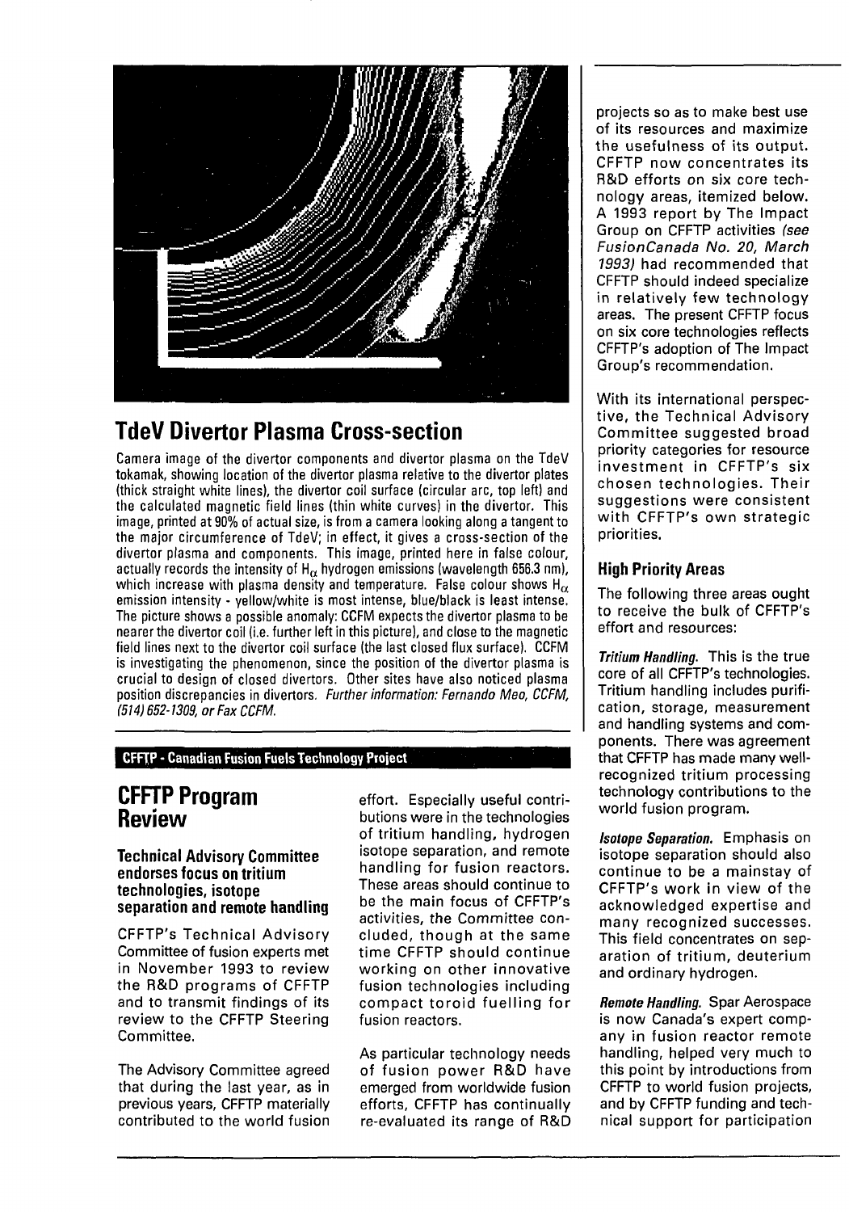## TdeV Divertor Plasma Cross-section

Camera image of the divertor components and divertor plasma on the TdeV tokamak, showing location of the divertor plasma relative to the divertor plates (thick straight white lines), the divertor coil surface (circular arc, top left) and the calculated magnetic field lines (thin white curves) in the divertor. This image, printed at 90% of actual size, is from a camera looking along a tangent to the major circumference of TdeV; in effect, it gives a cross-section of the divertor plasma and components. This image, printed here in false colour, actually records the intensity of $H_\alpha$ hydrogen emissions (wavelength 656.3 nm), which increase with plasma density and temperature. False colour shows $H_\alpha$ emission intensity - yellow/white is most intense, blue/black is least intense. The picture shows a possible anomaly: CCFM expects the divertor plasma to be nearer the divertor coil (i.e. further left in this picture), and close to the magnetic field lines next to the divertor coil surface (the last closed flux surface). CCFM is investigating the phenomenon, since the position of the divertor plasma is crucial to design of closed divertors. Other sites have also noticed plasma position discrepancies in divertors. *Further information: Fernando Meo, CCFM, (514) 652-1309, or Fax CCFM.*

**CFFTP - Canadian Fusion Fuels Technology Project**

# CFFTP Program Review

### Technical Advisory Committee endorses focus on tritium technologies, isotope separation and remote handling

CFFTP's Technical Advisory Committee of fusion experts met in November 1993 to review the R&D programs of CFFTP and to transmit findings of its review to the CFFTP Steering Committee.

The Advisory Committee agreed that during the last year, as in previous years, CFFTP materially contributed to the world fusion effort. Especially useful contributions were in the technologies of tritium handling, hydrogen isotope separation, and remote handling for fusion reactors. These areas should continue to be the main focus of CFFTP's activities, the Committee concluded, though at the same time CFFTP should continue working on other innovative fusion technologies including compact toroid fuelling for fusion reactors.

As particular technology needs of fusion power R&D have emerged from worldwide fusion efforts, CFFTP has continually re-evaluated its range of R&D projects so as to make best use of its resources and maximize the usefulness of its output. CFFTP now concentrates its R&D efforts on six core technology areas, itemized below. A 1993 report by The Impact Group on CFFTP activities *(see FusionCanada No. 20, March 1993)* had recommended that CFFTP should indeed specialize in relatively few technology areas. The present CFFTP focus on six core technologies reflects CFFTP's adoption of The Impact Group's recommendation.

With its international perspective, the Technical Advisory Committee suggested broad priority categories for resource investment in CFFTP's six chosen technologies. Their suggestions were consistent with CFFTP's own strategic priorities.

### High Priority Areas

The following three areas ought to receive the bulk of CFFTP's effort and resources:

***Tritium Handling.*** This is the true core of all CFFTP's technologies. Tritium handling includes purification, storage, measurement and handling systems and components. There was agreement that CFFTP has made many well-recognized tritium processing technology contributions to the world fusion program.

***Isotope Separation.*** Emphasis on isotope separation should also continue to be a mainstay of CFFTP's work in view of the acknowledged expertise and many recognized successes. This field concentrates on separation of tritium, deuterium and ordinary hydrogen.

***Remote Handling.*** Spar Aerospace is now Canada's expert company in fusion reactor remote handling, helped very much to this point by introductions from CFFTP to world fusion projects, and by CFFTP funding and technical support for participation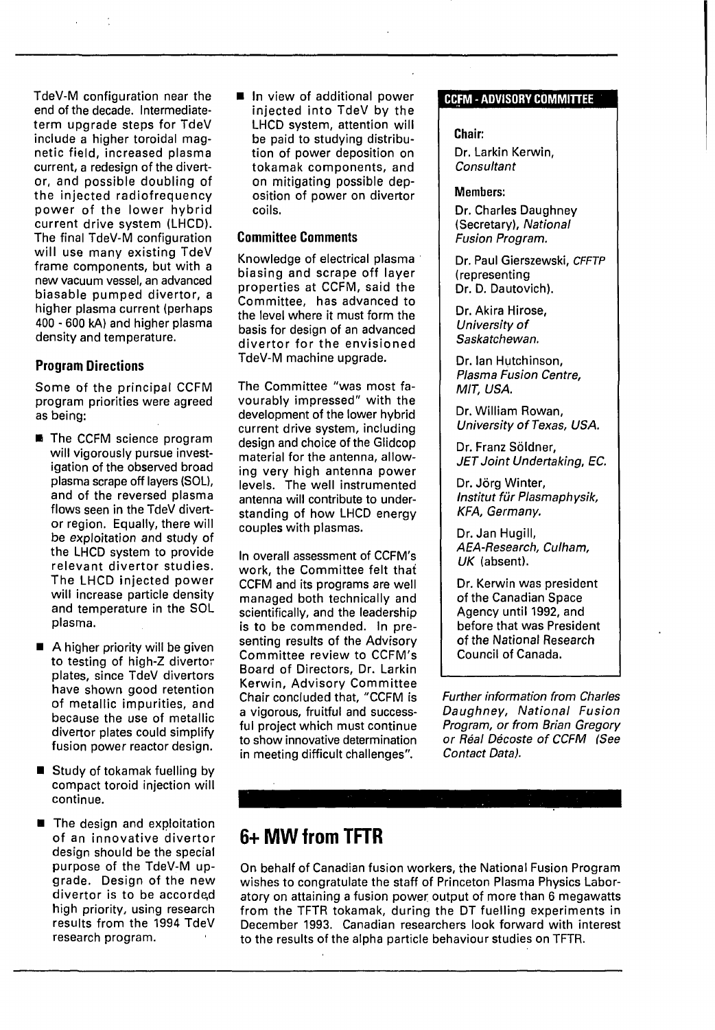TdeV-M configuration near the end of the decade. Intermediate-term upgrade steps for TdeV include a higher toroidal magnetic field, increased plasma current, a redesign of the divertor, and possible doubling of the injected radiofrequency power of the lower hybrid current drive system (LHCD). The final TdeV-M configuration will use many existing TdeV frame components, but with a new vacuum vessel, an advanced biasable pumped divertor, a higher plasma current (perhaps 400 - 600 kA) and higher plasma density and temperature.

### Program Directions

Some of the principal CCFM program priorities were agreed as being:

- The CCFM science program will vigorously pursue investigation of the observed broad plasma scrape off layers (SOL), and of the reversed plasma flows seen in the TdeV divertor region. Equally, there will be exploitation and study of the LHCD system to provide relevant divertor studies. The LHCD injected power will increase particle density and temperature in the SOL plasma.
- A higher priority will be given to testing of high-Z divertor plates, since TdeV divertors have shown good retention of metallic impurities, and because the use of metallic divertor plates could simplify fusion power reactor design.
- Study of tokamak fuelling by compact toroid injection will continue.
- The design and exploitation of an innovative divertor design should be the special purpose of the TdeV-M upgrade. Design of the new divertor is to be accorded high priority, using research results from the 1994 TdeV research program.
- In view of additional power injected into TdeV by the LHCD system, attention will be paid to studying distribution of power deposition on tokamak components, and on mitigating possible deposition of power on divertor coils.

### Committee Comments

Knowledge of electrical plasma biasing and scrape off layer properties at CCFM, said the Committee, has advanced to the level where it must form the basis for design of an advanced divertor for the envisioned TdeV-M machine upgrade.

The Committee "was most favourably impressed" with the development of the lower hybrid current drive system, including design and choice of the Glidcop material for the antenna, allowing very high antenna power levels. The well instrumented antenna will contribute to understanding of how LHCD energy couples with plasmas.

In overall assessment of CCFM's work, the Committee felt that CCFM and its programs are well managed both technically and scientifically, and the leadership is to be commended. In presenting results of the Advisory Committee review to CCFM's Board of Directors, Dr. Larkin Kerwin, Advisory Committee Chair concluded that, "CCFM is a vigorous, fruitful and successful project which must continue to show innovative determination in meeting difficult challenges".

### CCFM - ADVISORY COMMITTEE

**Chair:**

Dr. Larkin Kerwin, *Consultant*

**Members:**

Dr. Charles Daughney (Secretary), *National Fusion Program.*

Dr. Paul Gierszewski, *CFFTP* (representing Dr. D. Dautovich).

Dr. Akira Hirose, *University of Saskatchewan.*

Dr. Ian Hutchinson, *Plasma Fusion Centre, MIT, USA.*

Dr. William Rowan, *University of Texas, USA.*

Dr. Franz Söldner, *JET Joint Undertaking, EC.*

Dr. Jörg Winter, *Institut für Plasmaphysik, KFA, Germany.*

Dr. Jan Hugill, *AEA-Research, Culham, UK* (absent).

Dr. Kerwin was president of the Canadian Space Agency until 1992, and before that was President of the National Research Council of Canada.

*Further information from Charles Daughney, National Fusion Program, or from Brian Gregory or Réal Décoste of CCFM (See Contact Data).*

## 6+ MW from TFTR

On behalf of Canadian fusion workers, the National Fusion Program wishes to congratulate the staff of Princeton Plasma Physics Laboratory on attaining a fusion power output of more than 6 megawatts from the TFTR tokamak, during the DT fuelling experiments in December 1993. Canadian researchers look forward with interest to the results of the alpha particle behaviour studies on TFTR.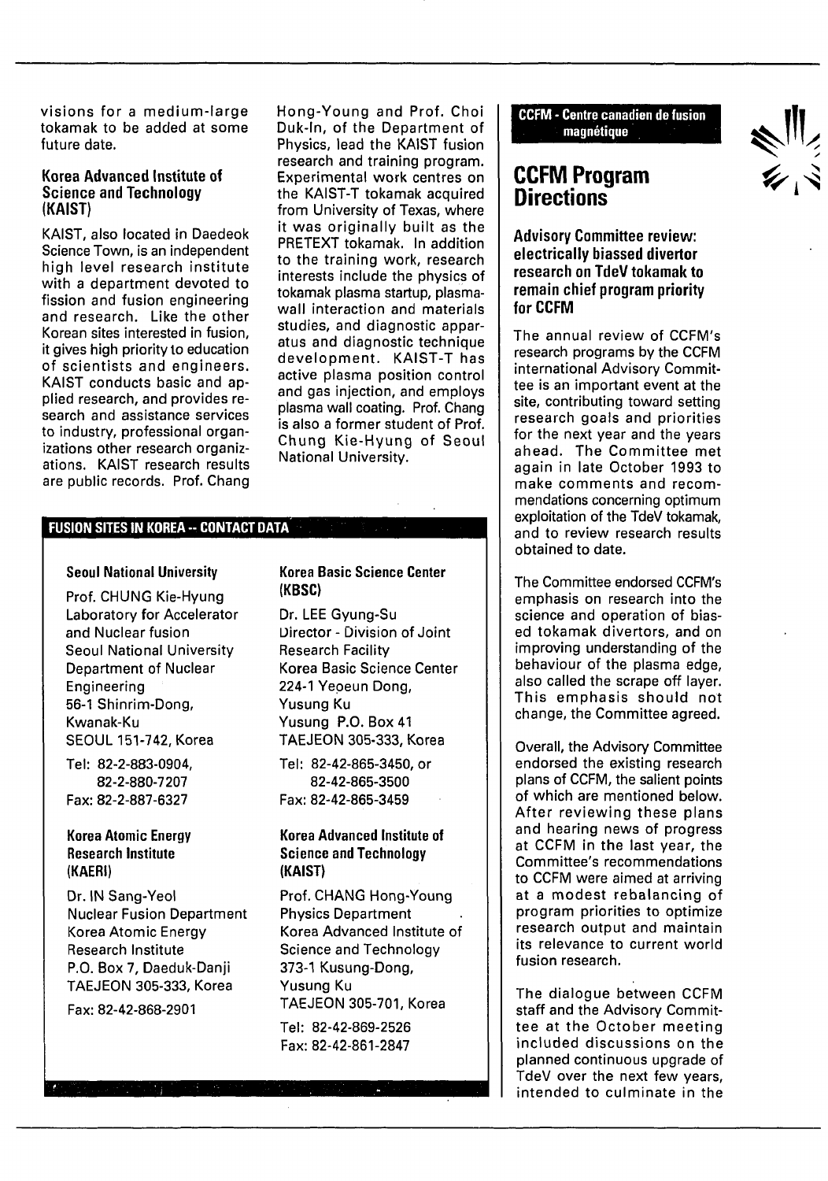visions for a medium-large tokamak to be added at some future date.

### Korea Advanced Institute of Science and Technology (KAIST)

KAIST, also located in Daedeok Science Town, is an independent high level research institute with a department devoted to fission and fusion engineering and research. Like the other Korean sites interested in fusion, it gives high priority to education of scientists and engineers. KAIST conducts basic and applied research, and provides research and assistance services to industry, professional organizations other research organizations. KAIST research results are public records. Prof. Chang Hong-Young and Prof. Choi Duk-In, of the Department of Physics, lead the KAIST fusion research and training program. Experimental work centres on the KAIST-T tokamak acquired from University of Texas, where it was originally built as the PRETEXT tokamak. In addition to the training work, research interests include the physics of tokamak plasma startup, plasma-wall interaction and materials studies, and diagnostic apparatus and diagnostic technique development. KAIST-T has active plasma position control and gas injection, and employs plasma wall coating. Prof. Chang is also a former student of Prof. Chung Kie-Hyung of Seoul National University.

## FUSION SITES IN KOREA -- CONTACT DATA

**Seoul National University**

Prof. CHUNG Kie-Hyung
Laboratory for Accelerator and Nuclear fusion
Seoul National University
Department of Nuclear Engineering
56-1 Shinrim-Dong,
Kwanak-Ku
SEOUL 151-742, Korea

Tel: 82-2-883-0904,
82-2-880-7207
Fax: 82-2-887-6327

**Korea Atomic Energy Research Institute (KAERI)**

Dr. IN Sang-Yeol
Nuclear Fusion Department
Korea Atomic Energy Research Institute
P.O. Box 7, Daeduk-Danji
TAEJEON 305-333, Korea

Fax: 82-42-868-2901

**Korea Basic Science Center (KBSC)**

Dr. LEE Gyung-Su
Director - Division of Joint Research Facility
Korea Basic Science Center
224-1 Yeoeun Dong,
Yusung Ku
Yusung P.O. Box 41
TAEJEON 305-333, Korea

Tel: 82-42-865-3450, or
82-42-865-3500
Fax: 82-42-865-3459

**Korea Advanced Institute of Science and Technology (KAIST)**

Prof. CHANG Hong-Young
Physics Department
Korea Advanced Institute of Science and Technology
373-1 Kusung-Dong,
Yusung Ku
TAEJEON 305-701, Korea

Tel: 82-42-869-2526
Fax: 82-42-861-2847

**CCFM - Centre canadien de fusion magnétique**

# CCFM Program Directions

### Advisory Committee review: electrically biassed divertor research on TdeV tokamak to remain chief program priority for CCFM

The annual review of CCFM's research programs by the CCFM international Advisory Committee is an important event at the site, contributing toward setting research goals and priorities for the next year and the years ahead. The Committee met again in late October 1993 to make comments and recommendations concerning optimum exploitation of the TdeV tokamak, and to review research results obtained to date.

The Committee endorsed CCFM's emphasis on research into the science and operation of biased tokamak divertors, and on improving understanding of the behaviour of the plasma edge, also called the scrape off layer. This emphasis should not change, the Committee agreed.

Overall, the Advisory Committee endorsed the existing research plans of CCFM, the salient points of which are mentioned below. After reviewing these plans and hearing news of progress at CCFM in the last year, the Committee's recommendations to CCFM were aimed at arriving at a modest rebalancing of program priorities to optimize research output and maintain its relevance to current world fusion research.

The dialogue between CCFM staff and the Advisory Committee at the October meeting included discussions on the planned continuous upgrade of TdeV over the next few years, intended to culminate in the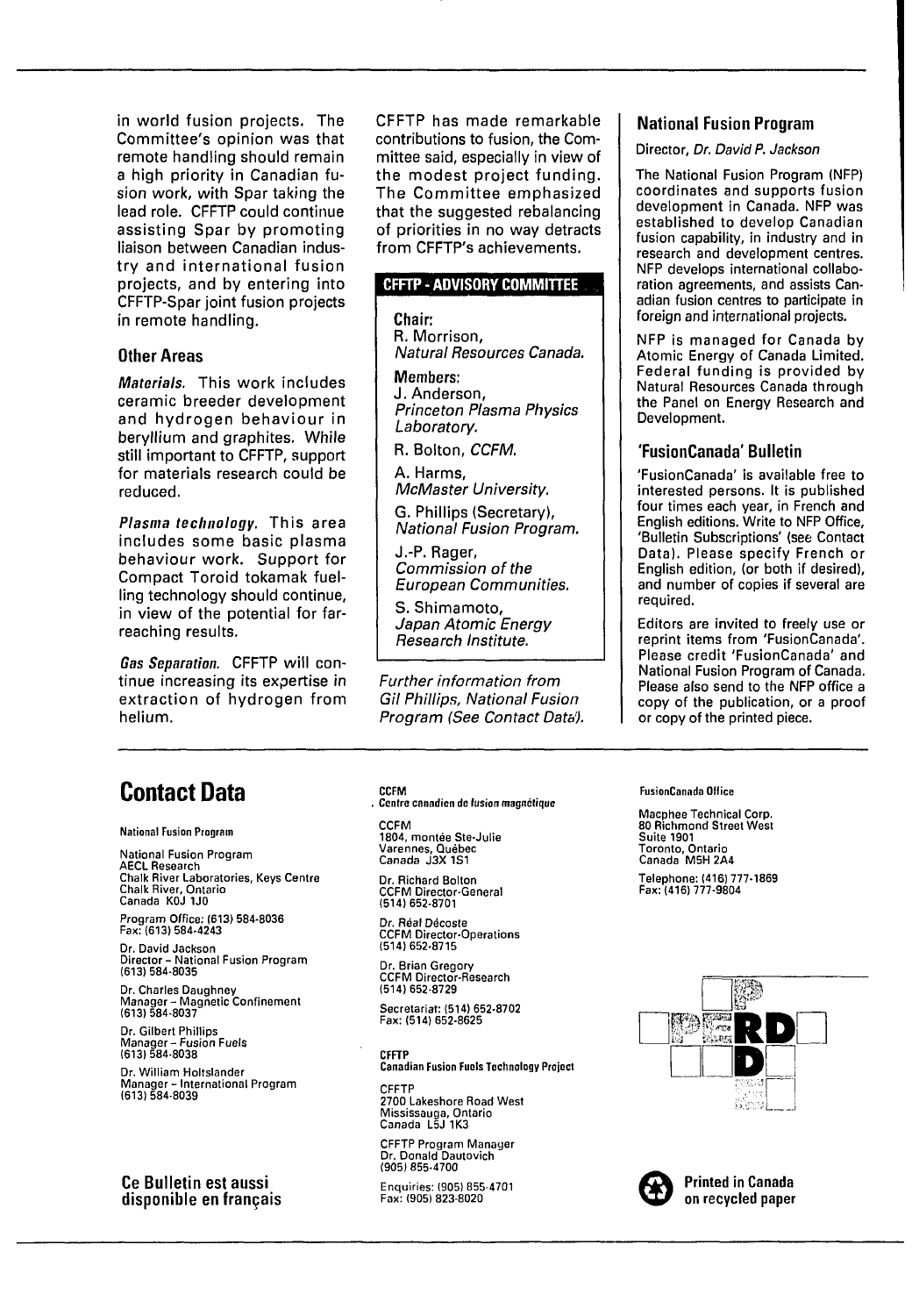in world fusion projects. The Committee's opinion was that remote handling should remain a high priority in Canadian fusion work, with Spar taking the lead role. CFFTP could continue assisting Spar by promoting liaison between Canadian industry and international fusion projects, and by entering into CFFTP-Spar joint fusion projects in remote handling.

### Other Areas

*Materials.* This work includes ceramic breeder development and hydrogen behaviour in beryllium and graphites. While still important to CFFTP, support for materials research could be reduced.

*Plasma technology.* This area includes some basic plasma behaviour work. Support for Compact Toroid tokamak fuelling technology should continue, in view of the potential for far-reaching results.

*Gas Separation.* CFFTP will continue increasing its expertise in extraction of hydrogen from helium.

CFFTP has made remarkable contributions to fusion, the Committee said, especially in view of the modest project funding. The Committee emphasized that the suggested rebalancing of priorities in no way detracts from CFFTP's achievements.

**CFFTP - ADVISORY COMMITTEE**

**Chair:**
R. Morrison,
*Natural Resources Canada.*

**Members:**
J. Anderson,
*Princeton Plasma Physics Laboratory.*

R. Bolton, *CCFM.*

A. Harms,
*McMaster University.*

G. Phillips (Secretary),
*National Fusion Program.*

J.-P. Rager,
*Commission of the European Communities.*

S. Shimamoto,
*Japan Atomic Energy Research Institute.*

*Further information from Gil Phillips, National Fusion Program (See Contact Data).*

### National Fusion Program

Director, *Dr. David P. Jackson*

The National Fusion Program (NFP) coordinates and supports fusion development in Canada. NFP was established to develop Canadian fusion capability, in industry and in research and development centres. NFP develops international collaboration agreements, and assists Canadian fusion centres to participate in foreign and international projects.

NFP is managed for Canada by Atomic Energy of Canada Limited. Federal funding is provided by Natural Resources Canada through the Panel on Energy Research and Development.

### 'FusionCanada' Bulletin

'FusionCanada' is available free to interested persons. It is published four times each year, in French and English editions. Write to NFP Office, 'Bulletin Subscriptions' (see Contact Data). Please specify French or English edition, (or both if desired), and number of copies if several are required.

Editors are invited to freely use or reprint items from 'FusionCanada'. Please credit 'FusionCanada' and National Fusion Program of Canada. Please also send to the NFP office a copy of the publication, or a proof or copy of the printed piece.

## Contact Data

**National Fusion Program**

National Fusion Program
AECL Research
Chalk River Laboratories, Keys Centre
Chalk River, Ontario
Canada K0J 1J0

Program Office: (613) 584-8036
Fax: (613) 584-4243

Dr. David Jackson
Director – National Fusion Program
(613) 584-8035

Dr. Charles Daughney
Manager – Magnetic Confinement
(613) 584-8037

Dr. Gilbert Phillips
Manager – Fusion Fuels
(613) 584-8038

Dr. William Holtslander
Manager – International Program
(613) 584-8039

**CCFM**
**Centre canadien de fusion magnétique**

CCFM
1804, montée Ste-Julie
Varennes, Québec
Canada J3X 1S1

Dr. Richard Bolton
CCFM Director-General
(514) 652-8701

Dr. Réal Décoste
CCFM Director-Operations
(514) 652-8715

Dr. Brian Gregory
CCFM Director-Research
(514) 652-8729

Secretariat: (514) 652-8702
Fax: (514) 652-8625

**CFFTP**
**Canadian Fusion Fuels Technology Project**

CFFTP
2700 Lakeshore Road West
Mississauga, Ontario
Canada L5J 1K3

CFFTP Program Manager
Dr. Donald Dautovich
(905) 855-4700

Enquiries: (905) 855-4701
Fax: (905) 823-8020

**FusionCanada Office**

Macphee Technical Corp.
80 Richmond Street West
Suite 1901
Toronto, Ontario
Canada M5H 2A4

Telephone: (416) 777-1869
Fax: (416) 777-9804

**Ce Bulletin est aussi disponible en français**

**Printed in Canada on recycled paper**